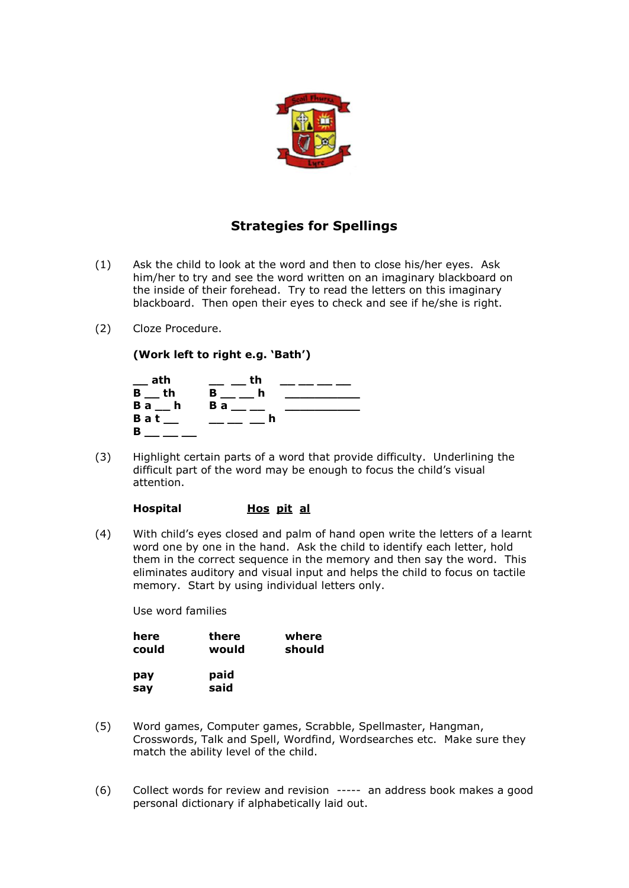## Strategies for Spellings

(1) Ask the child to look at the word and then to close his/her eyes. Ask him/her to try and see the word written on an imaginary blackboard on the inside of their forehead. Try to read the letters on this imaginary blackboard. Then open their eyes to check and see if he/she is right.

(2) Cloze Procedure.

**(Work left to right e.g. 'Bath')**

| | | |
|---|---|---|
| **__ ath** | **__ __ th** | **__ __ __ __** |
| **B __ th** | **B __ __ h** | **__________** |
| **B a __ h** | **B a __ __** | **__________** |
| **B a t __** | **__ __ __ h** | |
| **B __ __ __** | | |

(3) Highlight certain parts of a word that provide difficulty. Underlining the difficult part of the word may be enough to focus the child's visual attention.

**Hospital** **<u>Hos</u> <u>pit</u> <u>al</u>**

(4) With child's eyes closed and palm of hand open write the letters of a learnt word one by one in the hand. Ask the child to identify each letter, hold them in the correct sequence in the memory and then say the word. This eliminates auditory and visual input and helps the child to focus on tactile memory. Start by using individual letters only.

Use word families

| | | |
|---|---|---|
| **here** | **there** | **where** |
| **could** | **would** | **should** |
| | | |
| **pay** | **paid** | |
| **say** | **said** | |

(5) Word games, Computer games, Scrabble, Spellmaster, Hangman, Crosswords, Talk and Spell, Wordfind, Wordsearches etc. Make sure they match the ability level of the child.

(6) Collect words for review and revision ----- an address book makes a good personal dictionary if alphabetically laid out.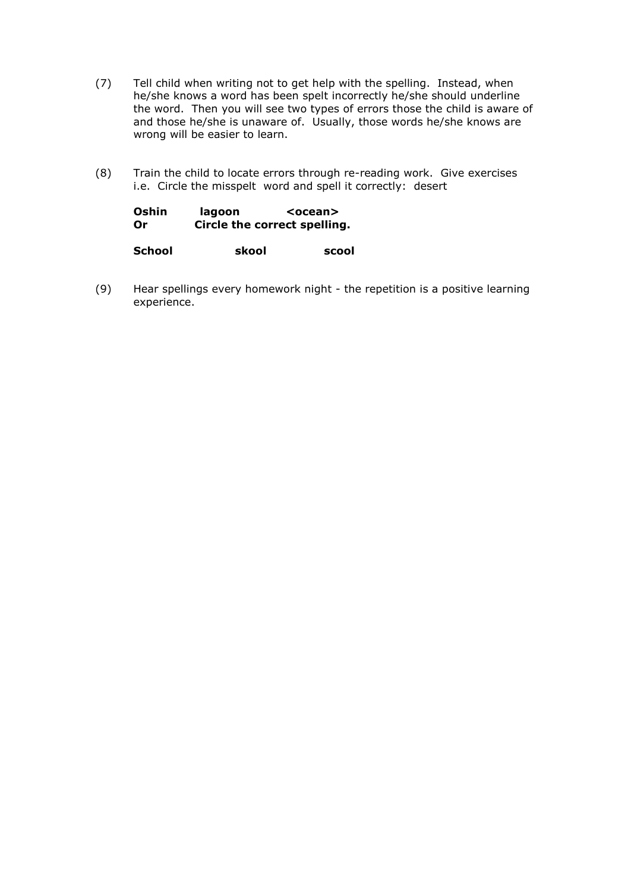(7) Tell child when writing not to get help with the spelling. Instead, when he/she knows a word has been spelt incorrectly he/she should underline the word. Then you will see two types of errors those the child is aware of and those he/she is unaware of. Usually, those words he/she knows are wrong will be easier to learn.

(8) Train the child to locate errors through re-reading work. Give exercises i.e. Circle the misspelt word and spell it correctly: desert

**Oshin** **lagoon** **<ocean>**
**Or** **Circle the correct spelling.**

**School** **skool** **scool**

(9) Hear spellings every homework night - the repetition is a positive learning experience.